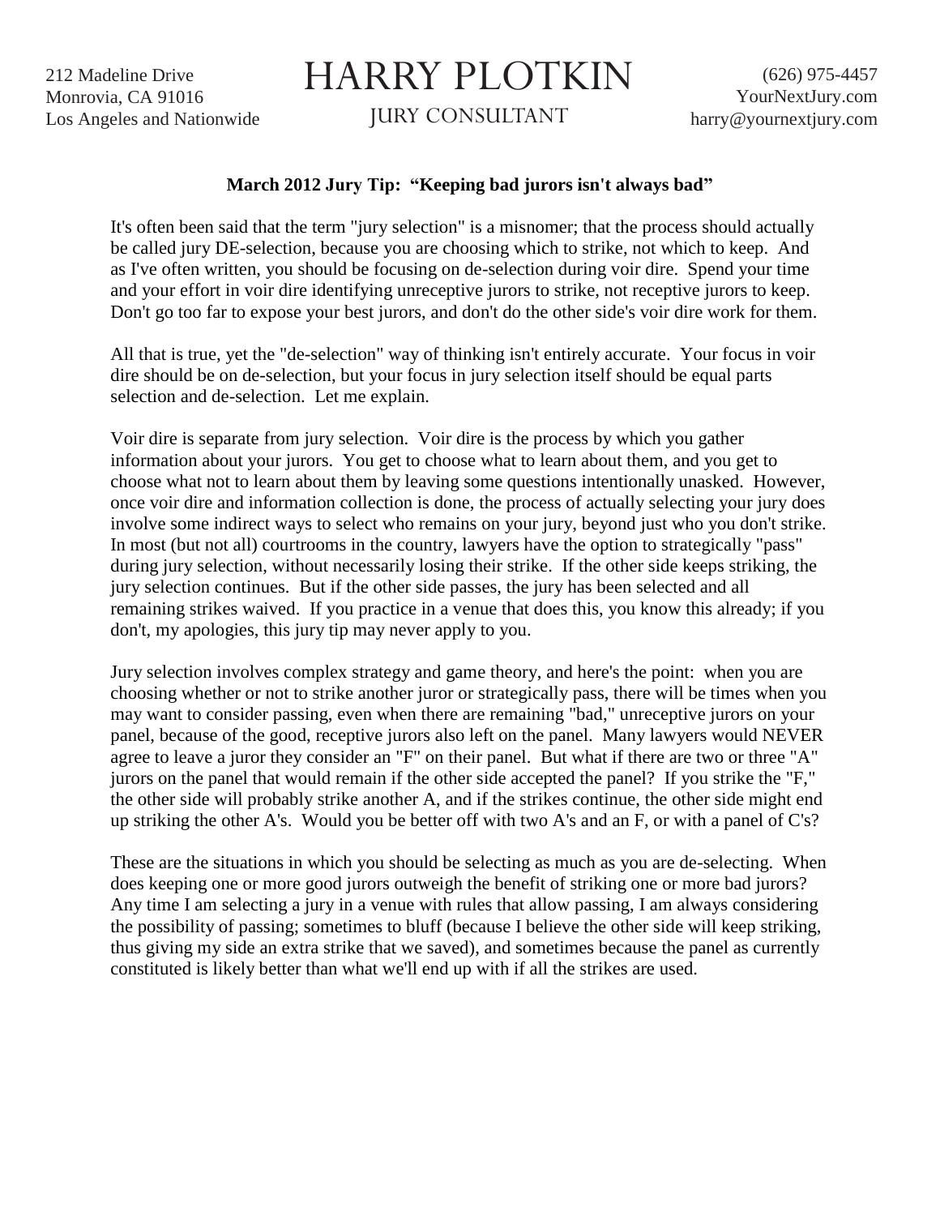212 Madeline Drive
Monrovia, CA 91016
Los Angeles and Nationwide

# HARRY PLOTKIN

JURY CONSULTANT

(626) 975-4457
YourNextJury.com
harry@yournextjury.com

**March 2012 Jury Tip: "Keeping bad jurors isn't always bad"**

It's often been said that the term "jury selection" is a misnomer; that the process should actually be called jury DE-selection, because you are choosing which to strike, not which to keep. And as I've often written, you should be focusing on de-selection during voir dire. Spend your time and your effort in voir dire identifying unreceptive jurors to strike, not receptive jurors to keep. Don't go too far to expose your best jurors, and don't do the other side's voir dire work for them.

All that is true, yet the "de-selection" way of thinking isn't entirely accurate. Your focus in voir dire should be on de-selection, but your focus in jury selection itself should be equal parts selection and de-selection. Let me explain.

Voir dire is separate from jury selection. Voir dire is the process by which you gather information about your jurors. You get to choose what to learn about them, and you get to choose what not to learn about them by leaving some questions intentionally unasked. However, once voir dire and information collection is done, the process of actually selecting your jury does involve some indirect ways to select who remains on your jury, beyond just who you don't strike. In most (but not all) courtrooms in the country, lawyers have the option to strategically "pass" during jury selection, without necessarily losing their strike. If the other side keeps striking, the jury selection continues. But if the other side passes, the jury has been selected and all remaining strikes waived. If you practice in a venue that does this, you know this already; if you don't, my apologies, this jury tip may never apply to you.

Jury selection involves complex strategy and game theory, and here's the point: when you are choosing whether or not to strike another juror or strategically pass, there will be times when you may want to consider passing, even when there are remaining "bad," unreceptive jurors on your panel, because of the good, receptive jurors also left on the panel. Many lawyers would NEVER agree to leave a juror they consider an "F" on their panel. But what if there are two or three "A" jurors on the panel that would remain if the other side accepted the panel? If you strike the "F," the other side will probably strike another A, and if the strikes continue, the other side might end up striking the other A's. Would you be better off with two A's and an F, or with a panel of C's?

These are the situations in which you should be selecting as much as you are de-selecting. When does keeping one or more good jurors outweigh the benefit of striking one or more bad jurors? Any time I am selecting a jury in a venue with rules that allow passing, I am always considering the possibility of passing; sometimes to bluff (because I believe the other side will keep striking, thus giving my side an extra strike that we saved), and sometimes because the panel as currently constituted is likely better than what we'll end up with if all the strikes are used.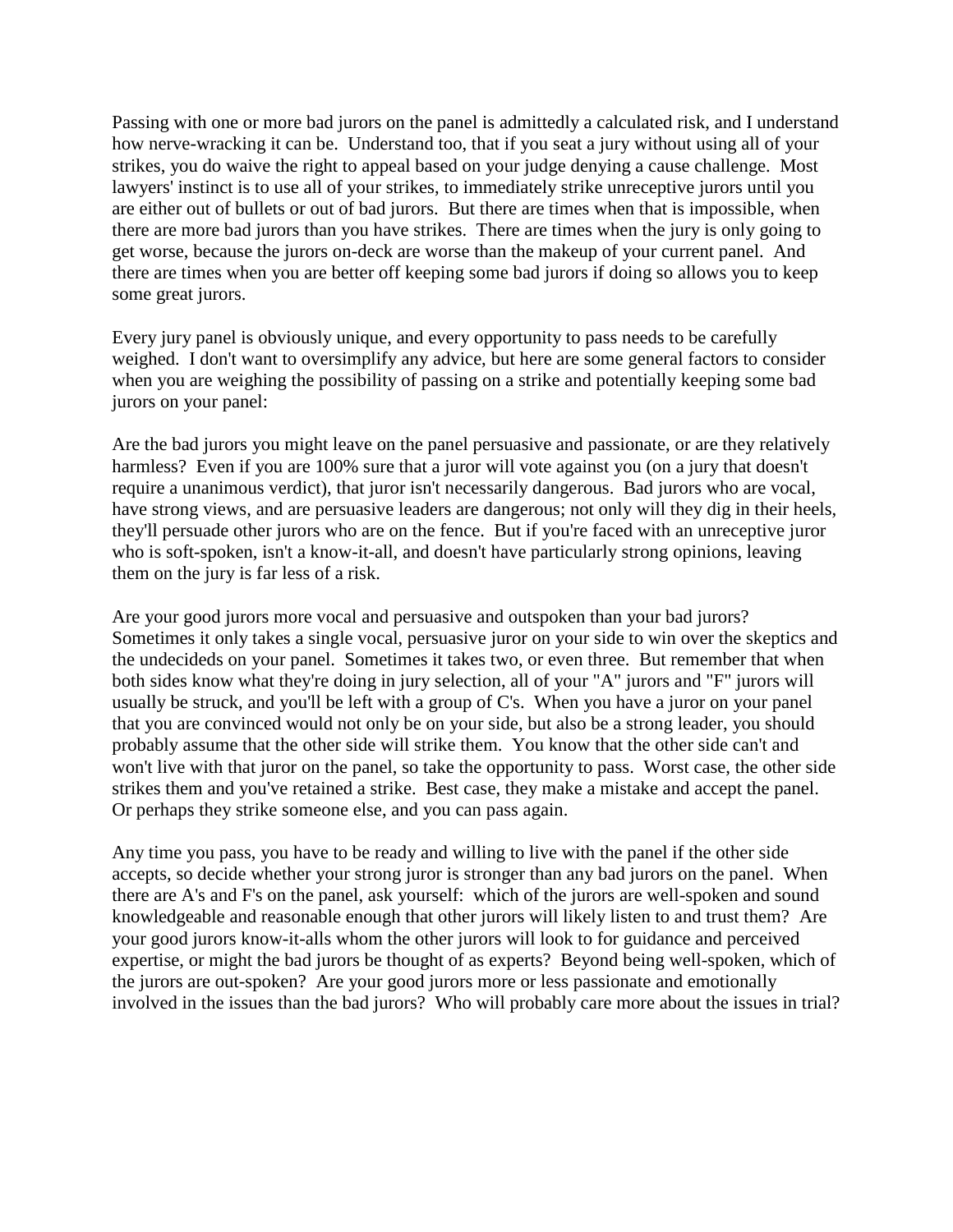Passing with one or more bad jurors on the panel is admittedly a calculated risk, and I understand how nerve-wracking it can be. Understand too, that if you seat a jury without using all of your strikes, you do waive the right to appeal based on your judge denying a cause challenge. Most lawyers' instinct is to use all of your strikes, to immediately strike unreceptive jurors until you are either out of bullets or out of bad jurors. But there are times when that is impossible, when there are more bad jurors than you have strikes. There are times when the jury is only going to get worse, because the jurors on-deck are worse than the makeup of your current panel. And there are times when you are better off keeping some bad jurors if doing so allows you to keep some great jurors.

Every jury panel is obviously unique, and every opportunity to pass needs to be carefully weighed. I don't want to oversimplify any advice, but here are some general factors to consider when you are weighing the possibility of passing on a strike and potentially keeping some bad jurors on your panel:

Are the bad jurors you might leave on the panel persuasive and passionate, or are they relatively harmless? Even if you are 100% sure that a juror will vote against you (on a jury that doesn't require a unanimous verdict), that juror isn't necessarily dangerous. Bad jurors who are vocal, have strong views, and are persuasive leaders are dangerous; not only will they dig in their heels, they'll persuade other jurors who are on the fence. But if you're faced with an unreceptive juror who is soft-spoken, isn't a know-it-all, and doesn't have particularly strong opinions, leaving them on the jury is far less of a risk.

Are your good jurors more vocal and persuasive and outspoken than your bad jurors? Sometimes it only takes a single vocal, persuasive juror on your side to win over the skeptics and the undecideds on your panel. Sometimes it takes two, or even three. But remember that when both sides know what they're doing in jury selection, all of your "A" jurors and "F" jurors will usually be struck, and you'll be left with a group of C's. When you have a juror on your panel that you are convinced would not only be on your side, but also be a strong leader, you should probably assume that the other side will strike them. You know that the other side can't and won't live with that juror on the panel, so take the opportunity to pass. Worst case, the other side strikes them and you've retained a strike. Best case, they make a mistake and accept the panel. Or perhaps they strike someone else, and you can pass again.

Any time you pass, you have to be ready and willing to live with the panel if the other side accepts, so decide whether your strong juror is stronger than any bad jurors on the panel. When there are A's and F's on the panel, ask yourself: which of the jurors are well-spoken and sound knowledgeable and reasonable enough that other jurors will likely listen to and trust them? Are your good jurors know-it-alls whom the other jurors will look to for guidance and perceived expertise, or might the bad jurors be thought of as experts? Beyond being well-spoken, which of the jurors are out-spoken? Are your good jurors more or less passionate and emotionally involved in the issues than the bad jurors? Who will probably care more about the issues in trial?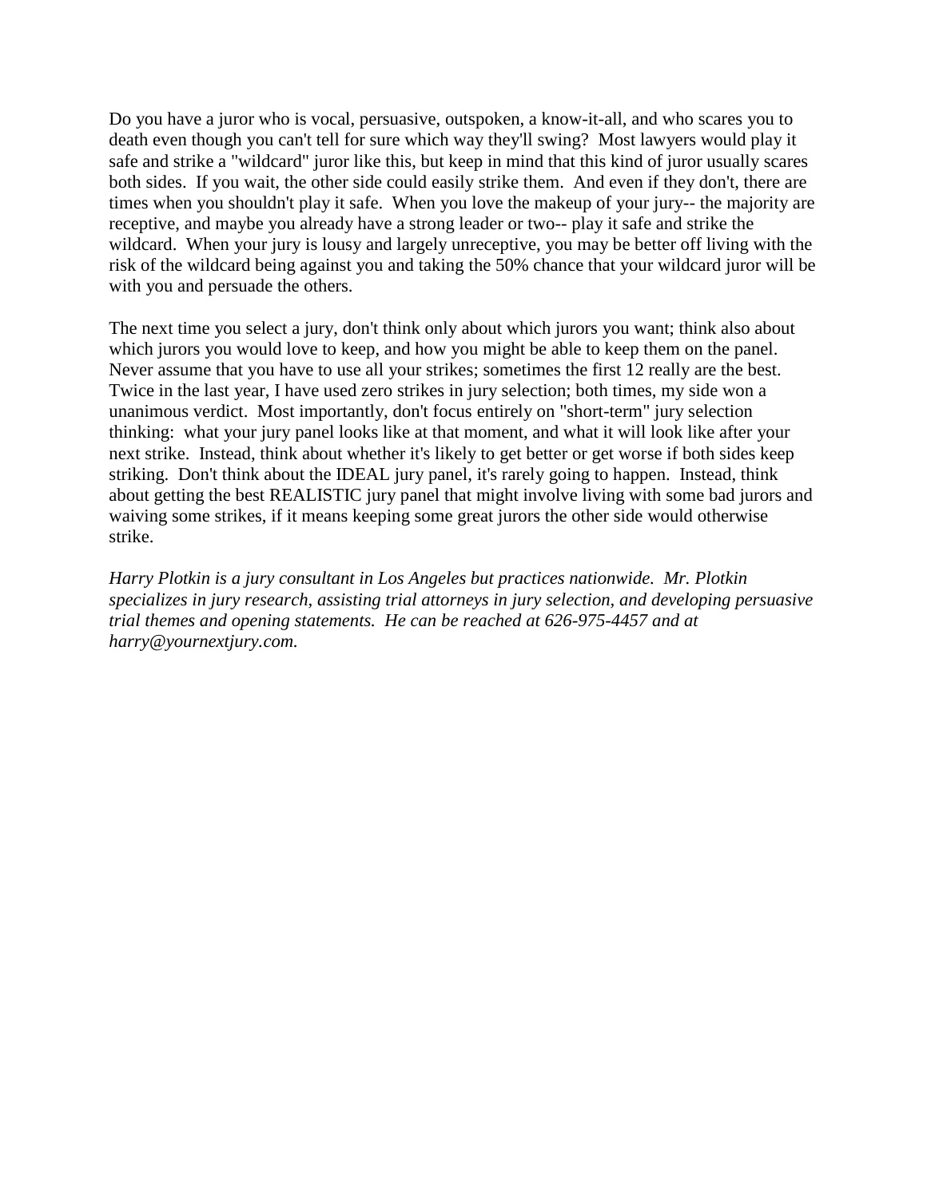Do you have a juror who is vocal, persuasive, outspoken, a know-it-all, and who scares you to death even though you can't tell for sure which way they'll swing? Most lawyers would play it safe and strike a "wildcard" juror like this, but keep in mind that this kind of juror usually scares both sides. If you wait, the other side could easily strike them. And even if they don't, there are times when you shouldn't play it safe. When you love the makeup of your jury-- the majority are receptive, and maybe you already have a strong leader or two-- play it safe and strike the wildcard. When your jury is lousy and largely unreceptive, you may be better off living with the risk of the wildcard being against you and taking the 50% chance that your wildcard juror will be with you and persuade the others.

The next time you select a jury, don't think only about which jurors you want; think also about which jurors you would love to keep, and how you might be able to keep them on the panel. Never assume that you have to use all your strikes; sometimes the first 12 really are the best. Twice in the last year, I have used zero strikes in jury selection; both times, my side won a unanimous verdict. Most importantly, don't focus entirely on "short-term" jury selection thinking: what your jury panel looks like at that moment, and what it will look like after your next strike. Instead, think about whether it's likely to get better or get worse if both sides keep striking. Don't think about the IDEAL jury panel, it's rarely going to happen. Instead, think about getting the best REALISTIC jury panel that might involve living with some bad jurors and waiving some strikes, if it means keeping some great jurors the other side would otherwise strike.

*Harry Plotkin is a jury consultant in Los Angeles but practices nationwide. Mr. Plotkin specializes in jury research, assisting trial attorneys in jury selection, and developing persuasive trial themes and opening statements. He can be reached at 626-975-4457 and at harry@yournextjury.com.*